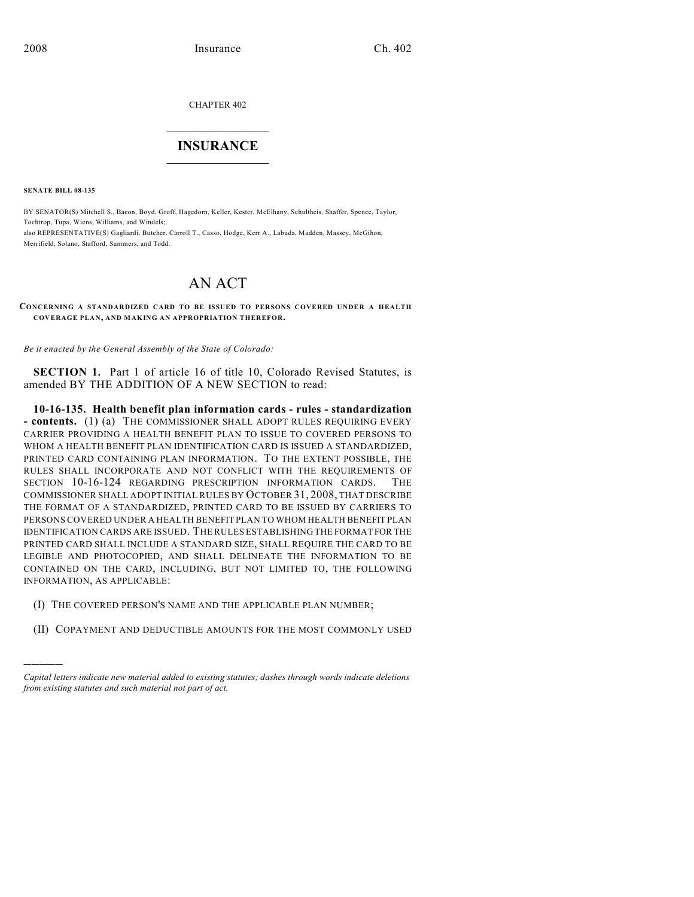CHAPTER 402

# INSURANCE

**SENATE BILL 08-135**

BY SENATOR(S) Mitchell S., Bacon, Boyd, Groff, Hagedorn, Keller, Kester, McElhany, Schultheis, Shaffer, Spence, Taylor, Tochtrop, Tupa, Wiens, Williams, and Windels;
also REPRESENTATIVE(S) Gagliardi, Butcher, Carroll T., Casso, Hodge, Kerr A., Labuda, Madden, Massey, McGihon, Merrifield, Solano, Stafford, Summers, and Todd.

# AN ACT

**CONCERNING A STANDARDIZED CARD TO BE ISSUED TO PERSONS COVERED UNDER A HEALTH COVERAGE PLAN, AND MAKING AN APPROPRIATION THEREFOR.**

*Be it enacted by the General Assembly of the State of Colorado:*

**SECTION 1.** Part 1 of article 16 of title 10, Colorado Revised Statutes, is amended BY THE ADDITION OF A NEW SECTION to read:

**10-16-135. Health benefit plan information cards - rules - standardization - contents.** (1) (a) THE COMMISSIONER SHALL ADOPT RULES REQUIRING EVERY CARRIER PROVIDING A HEALTH BENEFIT PLAN TO ISSUE TO COVERED PERSONS TO WHOM A HEALTH BENEFIT PLAN IDENTIFICATION CARD IS ISSUED A STANDARDIZED, PRINTED CARD CONTAINING PLAN INFORMATION. TO THE EXTENT POSSIBLE, THE RULES SHALL INCORPORATE AND NOT CONFLICT WITH THE REQUIREMENTS OF SECTION 10-16-124 REGARDING PRESCRIPTION INFORMATION CARDS. THE COMMISSIONER SHALL ADOPT INITIAL RULES BY OCTOBER 31, 2008, THAT DESCRIBE THE FORMAT OF A STANDARDIZED, PRINTED CARD TO BE ISSUED BY CARRIERS TO PERSONS COVERED UNDER A HEALTH BENEFIT PLAN TO WHOM HEALTH BENEFIT PLAN IDENTIFICATION CARDS ARE ISSUED. THE RULES ESTABLISHING THE FORMAT FOR THE PRINTED CARD SHALL INCLUDE A STANDARD SIZE, SHALL REQUIRE THE CARD TO BE LEGIBLE AND PHOTOCOPIED, AND SHALL DELINEATE THE INFORMATION TO BE CONTAINED ON THE CARD, INCLUDING, BUT NOT LIMITED TO, THE FOLLOWING INFORMATION, AS APPLICABLE:

(I) THE COVERED PERSON'S NAME AND THE APPLICABLE PLAN NUMBER;

(II) COPAYMENT AND DEDUCTIBLE AMOUNTS FOR THE MOST COMMONLY USED

---

*Capital letters indicate new material added to existing statutes; dashes through words indicate deletions from existing statutes and such material not part of act.*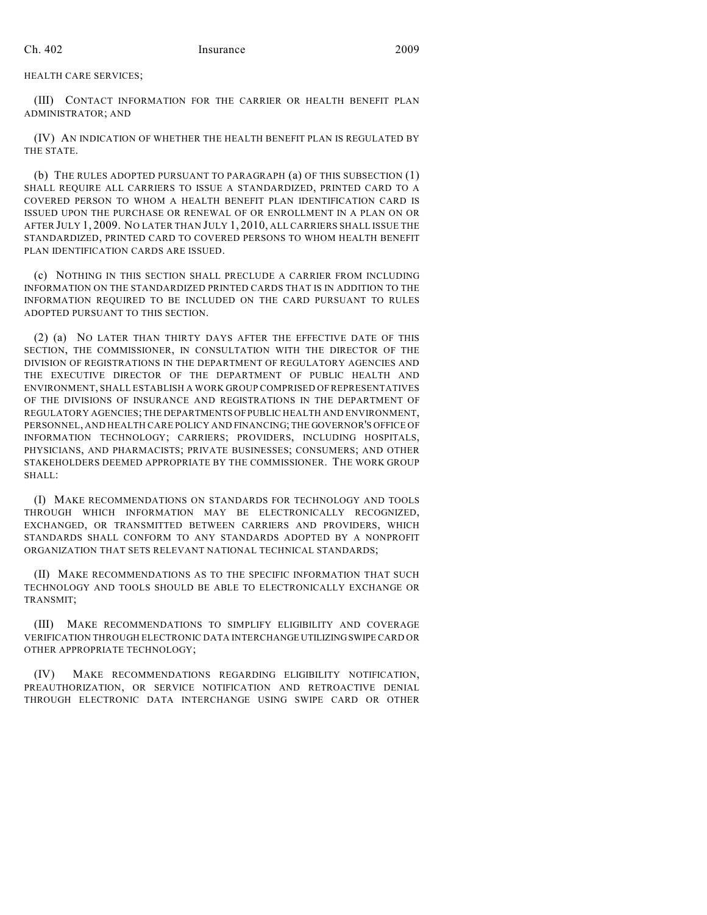HEALTH CARE SERVICES;

(III) CONTACT INFORMATION FOR THE CARRIER OR HEALTH BENEFIT PLAN ADMINISTRATOR; AND

(IV) AN INDICATION OF WHETHER THE HEALTH BENEFIT PLAN IS REGULATED BY THE STATE.

(b) THE RULES ADOPTED PURSUANT TO PARAGRAPH (a) OF THIS SUBSECTION (1) SHALL REQUIRE ALL CARRIERS TO ISSUE A STANDARDIZED, PRINTED CARD TO A COVERED PERSON TO WHOM A HEALTH BENEFIT PLAN IDENTIFICATION CARD IS ISSUED UPON THE PURCHASE OR RENEWAL OF OR ENROLLMENT IN A PLAN ON OR AFTER JULY 1, 2009. NO LATER THAN JULY 1, 2010, ALL CARRIERS SHALL ISSUE THE STANDARDIZED, PRINTED CARD TO COVERED PERSONS TO WHOM HEALTH BENEFIT PLAN IDENTIFICATION CARDS ARE ISSUED.

(c) NOTHING IN THIS SECTION SHALL PRECLUDE A CARRIER FROM INCLUDING INFORMATION ON THE STANDARDIZED PRINTED CARDS THAT IS IN ADDITION TO THE INFORMATION REQUIRED TO BE INCLUDED ON THE CARD PURSUANT TO RULES ADOPTED PURSUANT TO THIS SECTION.

(2) (a) NO LATER THAN THIRTY DAYS AFTER THE EFFECTIVE DATE OF THIS SECTION, THE COMMISSIONER, IN CONSULTATION WITH THE DIRECTOR OF THE DIVISION OF REGISTRATIONS IN THE DEPARTMENT OF REGULATORY AGENCIES AND THE EXECUTIVE DIRECTOR OF THE DEPARTMENT OF PUBLIC HEALTH AND ENVIRONMENT, SHALL ESTABLISH A WORK GROUP COMPRISED OF REPRESENTATIVES OF THE DIVISIONS OF INSURANCE AND REGISTRATIONS IN THE DEPARTMENT OF REGULATORY AGENCIES; THE DEPARTMENTS OF PUBLIC HEALTH AND ENVIRONMENT, PERSONNEL, AND HEALTH CARE POLICY AND FINANCING; THE GOVERNOR'S OFFICE OF INFORMATION TECHNOLOGY; CARRIERS; PROVIDERS, INCLUDING HOSPITALS, PHYSICIANS, AND PHARMACISTS; PRIVATE BUSINESSES; CONSUMERS; AND OTHER STAKEHOLDERS DEEMED APPROPRIATE BY THE COMMISSIONER. THE WORK GROUP SHALL:

(I) MAKE RECOMMENDATIONS ON STANDARDS FOR TECHNOLOGY AND TOOLS THROUGH WHICH INFORMATION MAY BE ELECTRONICALLY RECOGNIZED, EXCHANGED, OR TRANSMITTED BETWEEN CARRIERS AND PROVIDERS, WHICH STANDARDS SHALL CONFORM TO ANY STANDARDS ADOPTED BY A NONPROFIT ORGANIZATION THAT SETS RELEVANT NATIONAL TECHNICAL STANDARDS;

(II) MAKE RECOMMENDATIONS AS TO THE SPECIFIC INFORMATION THAT SUCH TECHNOLOGY AND TOOLS SHOULD BE ABLE TO ELECTRONICALLY EXCHANGE OR TRANSMIT;

(III) MAKE RECOMMENDATIONS TO SIMPLIFY ELIGIBILITY AND COVERAGE VERIFICATION THROUGH ELECTRONIC DATA INTERCHANGE UTILIZING SWIPE CARD OR OTHER APPROPRIATE TECHNOLOGY;

(IV) MAKE RECOMMENDATIONS REGARDING ELIGIBILITY NOTIFICATION, PREAUTHORIZATION, OR SERVICE NOTIFICATION AND RETROACTIVE DENIAL THROUGH ELECTRONIC DATA INTERCHANGE USING SWIPE CARD OR OTHER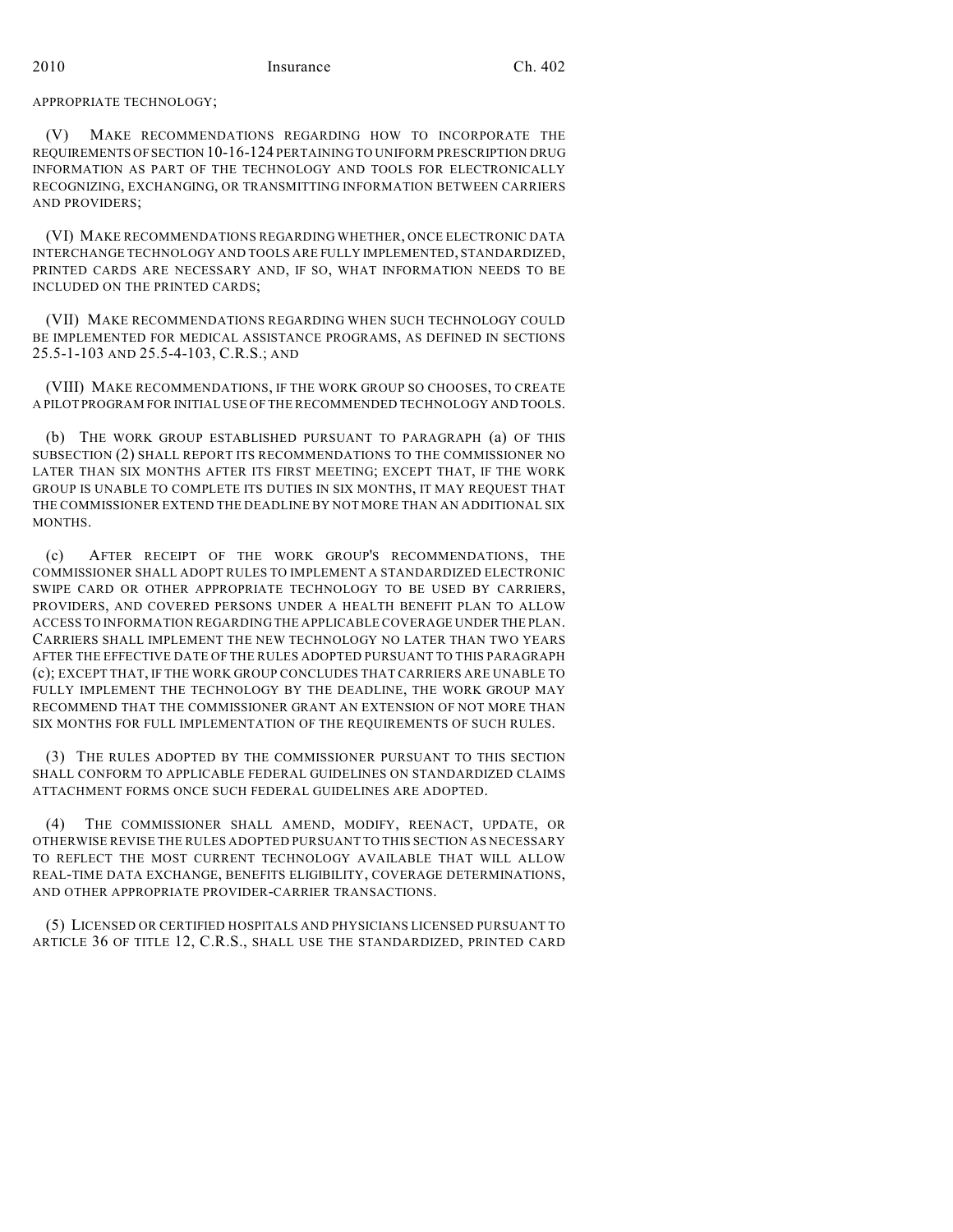APPROPRIATE TECHNOLOGY;

(V) MAKE RECOMMENDATIONS REGARDING HOW TO INCORPORATE THE REQUIREMENTS OF SECTION 10-16-124 PERTAINING TO UNIFORM PRESCRIPTION DRUG INFORMATION AS PART OF THE TECHNOLOGY AND TOOLS FOR ELECTRONICALLY RECOGNIZING, EXCHANGING, OR TRANSMITTING INFORMATION BETWEEN CARRIERS AND PROVIDERS;

(VI) MAKE RECOMMENDATIONS REGARDING WHETHER, ONCE ELECTRONIC DATA INTERCHANGE TECHNOLOGY AND TOOLS ARE FULLY IMPLEMENTED, STANDARDIZED, PRINTED CARDS ARE NECESSARY AND, IF SO, WHAT INFORMATION NEEDS TO BE INCLUDED ON THE PRINTED CARDS;

(VII) MAKE RECOMMENDATIONS REGARDING WHEN SUCH TECHNOLOGY COULD BE IMPLEMENTED FOR MEDICAL ASSISTANCE PROGRAMS, AS DEFINED IN SECTIONS 25.5-1-103 AND 25.5-4-103, C.R.S.; AND

(VIII) MAKE RECOMMENDATIONS, IF THE WORK GROUP SO CHOOSES, TO CREATE A PILOT PROGRAM FOR INITIAL USE OF THE RECOMMENDED TECHNOLOGY AND TOOLS.

(b) THE WORK GROUP ESTABLISHED PURSUANT TO PARAGRAPH (a) OF THIS SUBSECTION (2) SHALL REPORT ITS RECOMMENDATIONS TO THE COMMISSIONER NO LATER THAN SIX MONTHS AFTER ITS FIRST MEETING; EXCEPT THAT, IF THE WORK GROUP IS UNABLE TO COMPLETE ITS DUTIES IN SIX MONTHS, IT MAY REQUEST THAT THE COMMISSIONER EXTEND THE DEADLINE BY NOT MORE THAN AN ADDITIONAL SIX MONTHS.

(c) AFTER RECEIPT OF THE WORK GROUP'S RECOMMENDATIONS, THE COMMISSIONER SHALL ADOPT RULES TO IMPLEMENT A STANDARDIZED ELECTRONIC SWIPE CARD OR OTHER APPROPRIATE TECHNOLOGY TO BE USED BY CARRIERS, PROVIDERS, AND COVERED PERSONS UNDER A HEALTH BENEFIT PLAN TO ALLOW ACCESS TO INFORMATION REGARDING THE APPLICABLE COVERAGE UNDER THE PLAN. CARRIERS SHALL IMPLEMENT THE NEW TECHNOLOGY NO LATER THAN TWO YEARS AFTER THE EFFECTIVE DATE OF THE RULES ADOPTED PURSUANT TO THIS PARAGRAPH (c); EXCEPT THAT, IF THE WORK GROUP CONCLUDES THAT CARRIERS ARE UNABLE TO FULLY IMPLEMENT THE TECHNOLOGY BY THE DEADLINE, THE WORK GROUP MAY RECOMMEND THAT THE COMMISSIONER GRANT AN EXTENSION OF NOT MORE THAN SIX MONTHS FOR FULL IMPLEMENTATION OF THE REQUIREMENTS OF SUCH RULES.

(3) THE RULES ADOPTED BY THE COMMISSIONER PURSUANT TO THIS SECTION SHALL CONFORM TO APPLICABLE FEDERAL GUIDELINES ON STANDARDIZED CLAIMS ATTACHMENT FORMS ONCE SUCH FEDERAL GUIDELINES ARE ADOPTED.

(4) THE COMMISSIONER SHALL AMEND, MODIFY, REENACT, UPDATE, OR OTHERWISE REVISE THE RULES ADOPTED PURSUANT TO THIS SECTION AS NECESSARY TO REFLECT THE MOST CURRENT TECHNOLOGY AVAILABLE THAT WILL ALLOW REAL-TIME DATA EXCHANGE, BENEFITS ELIGIBILITY, COVERAGE DETERMINATIONS, AND OTHER APPROPRIATE PROVIDER-CARRIER TRANSACTIONS.

(5) LICENSED OR CERTIFIED HOSPITALS AND PHYSICIANS LICENSED PURSUANT TO ARTICLE 36 OF TITLE 12, C.R.S., SHALL USE THE STANDARDIZED, PRINTED CARD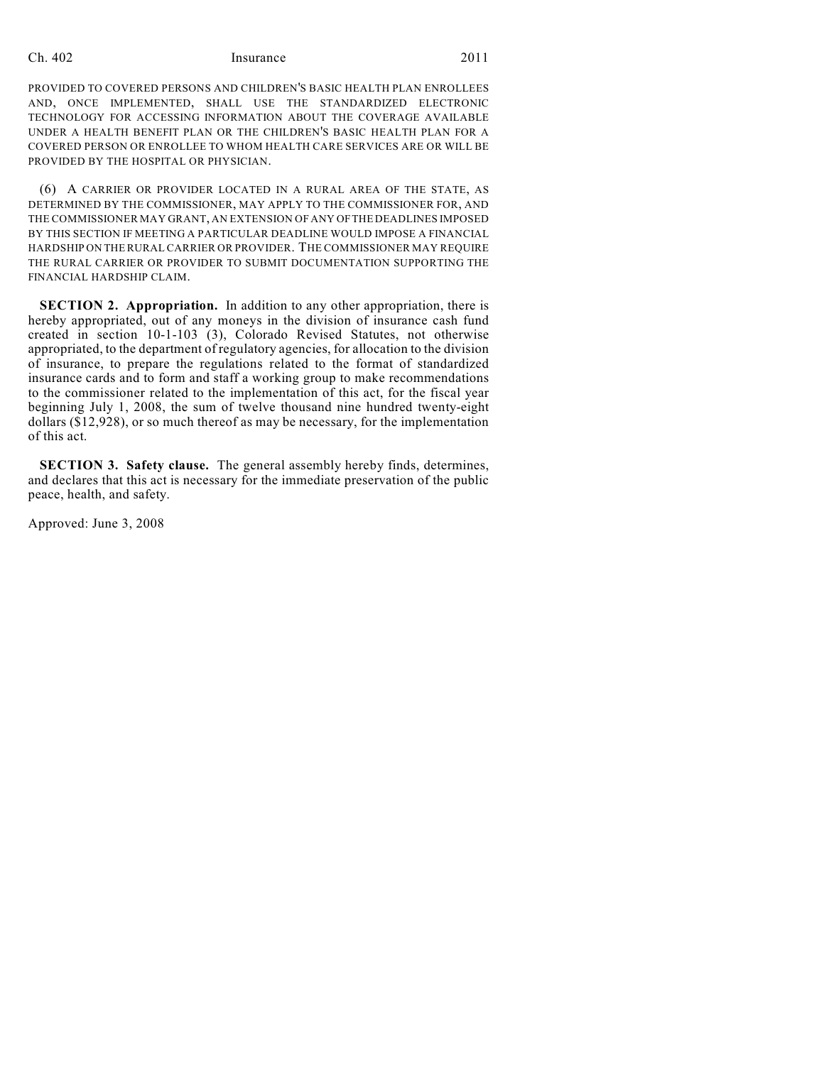PROVIDED TO COVERED PERSONS AND CHILDREN'S BASIC HEALTH PLAN ENROLLEES AND, ONCE IMPLEMENTED, SHALL USE THE STANDARDIZED ELECTRONIC TECHNOLOGY FOR ACCESSING INFORMATION ABOUT THE COVERAGE AVAILABLE UNDER A HEALTH BENEFIT PLAN OR THE CHILDREN'S BASIC HEALTH PLAN FOR A COVERED PERSON OR ENROLLEE TO WHOM HEALTH CARE SERVICES ARE OR WILL BE PROVIDED BY THE HOSPITAL OR PHYSICIAN.

(6) A CARRIER OR PROVIDER LOCATED IN A RURAL AREA OF THE STATE, AS DETERMINED BY THE COMMISSIONER, MAY APPLY TO THE COMMISSIONER FOR, AND THE COMMISSIONER MAY GRANT, AN EXTENSION OF ANY OF THE DEADLINES IMPOSED BY THIS SECTION IF MEETING A PARTICULAR DEADLINE WOULD IMPOSE A FINANCIAL HARDSHIP ON THE RURAL CARRIER OR PROVIDER. THE COMMISSIONER MAY REQUIRE THE RURAL CARRIER OR PROVIDER TO SUBMIT DOCUMENTATION SUPPORTING THE FINANCIAL HARDSHIP CLAIM.

**SECTION 2. Appropriation.** In addition to any other appropriation, there is hereby appropriated, out of any moneys in the division of insurance cash fund created in section 10-1-103 (3), Colorado Revised Statutes, not otherwise appropriated, to the department of regulatory agencies, for allocation to the division of insurance, to prepare the regulations related to the format of standardized insurance cards and to form and staff a working group to make recommendations to the commissioner related to the implementation of this act, for the fiscal year beginning July 1, 2008, the sum of twelve thousand nine hundred twenty-eight dollars ($12,928), or so much thereof as may be necessary, for the implementation of this act.

**SECTION 3. Safety clause.** The general assembly hereby finds, determines, and declares that this act is necessary for the immediate preservation of the public peace, health, and safety.

Approved: June 3, 2008